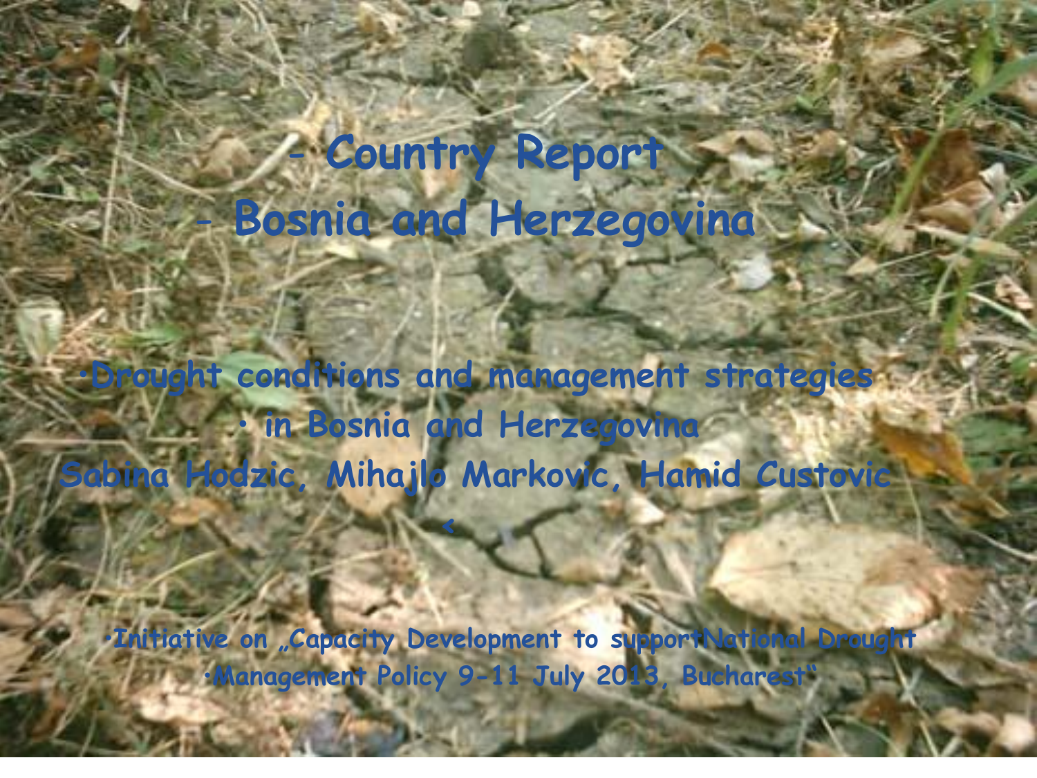# - Country Report

# - Bosnia and Herzegovina

## •Drought conditions and management strategies

## • in Bosnia and Herzegovina

**Sabina Hodzic, Mihajlo Markovic, Hamid Custovic**

•Initiative on „Capacity Development to supportNational Drought

•Management Policy 9-11 July 2013, Bucharest"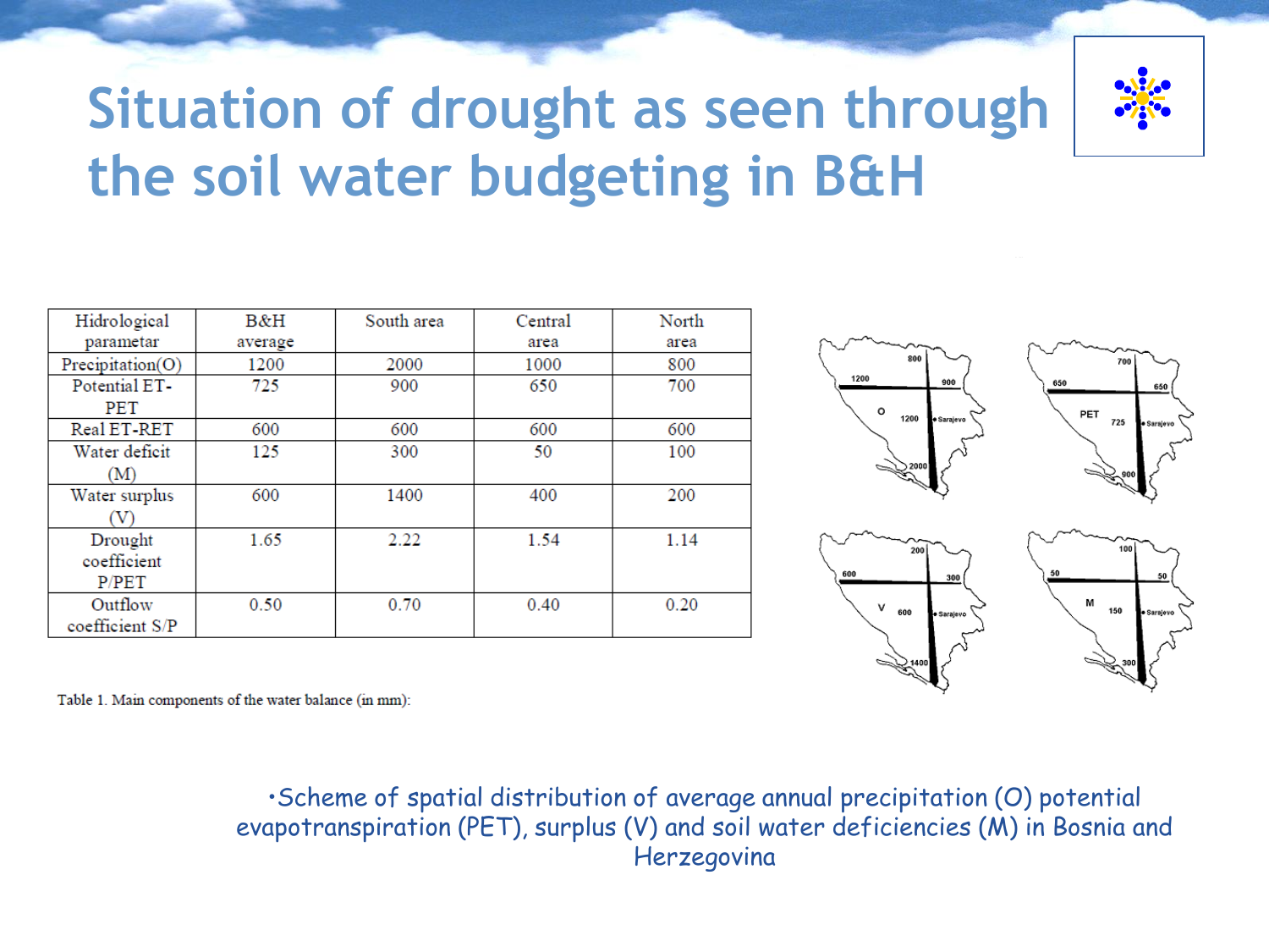# Situation of drought as seen through the soil water budgeting in B&H

| Hidrological parametar | B&H average | South area | Central area | North area |
|---|---|---|---|---|
| Precipitation(O) | 1200 | 2000 | 1000 | 800 |
| Potential ET-PET | 725 | 900 | 650 | 700 |
| Real ET-RET | 600 | 600 | 600 | 600 |
| Water deficit (M) | 125 | 300 | 50 | 100 |
| Water surplus (V) | 600 | 1400 | 400 | 200 |
| Drought coefficient P/PET | 1.65 | 2.22 | 1.54 | 1.14 |
| Outflow coefficient S/P | 0.50 | 0.70 | 0.40 | 0.20 |

Table 1. Main components of the water balance (in mm):

- Scheme of spatial distribution of average annual precipitation (O) potential evapotranspiration (PET), surplus (V) and soil water deficiencies (M) in Bosnia and Herzegovina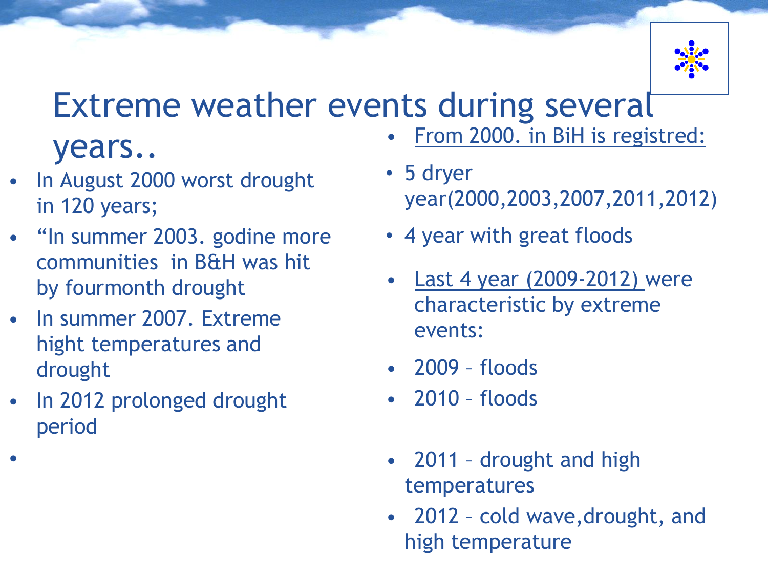# Extreme weather events during several years..

- In August 2000 worst drought in 120 years;
- “In summer 2003. godine more communities in B&H was hit by fourmonth drought
- In summer 2007. Extreme hight temperatures and drought
- In 2012 prolonged drought period
-

- From 2000. in BiH is registred:
- 5 dryer year(2000,2003,2007,2011,2012)
- 4 year with great floods
- Last 4 year (2009-2012) were characteristic by extreme events:
- 2009 – floods
- 2010 – floods
- 2011 – drought and high temperatures
- 2012 – cold wave,drought, and high temperature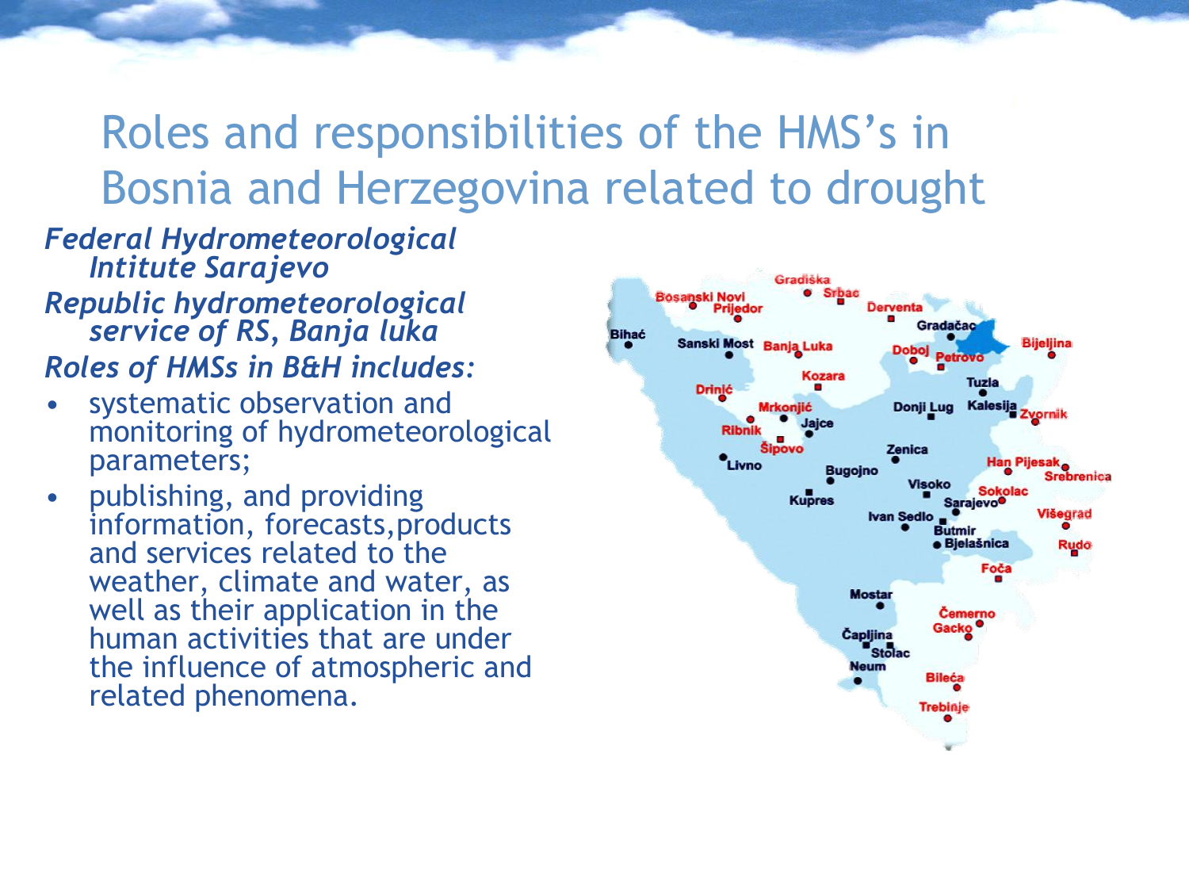# Roles and responsibilities of the HMS's in Bosnia and Herzegovina related to drought

*Federal Hydrometeorological Intitute Sarajevo*

*Republic hydrometeorological service of RS, Banja luka*

*Roles of HMSs in B&H includes:*

- systematic observation and monitoring of hydrometeorological parameters;
- publishing, and providing information, forecasts,products and services related to the weather, climate and water, as well as their application in the human activities that are under the influence of atmospheric and related phenomena.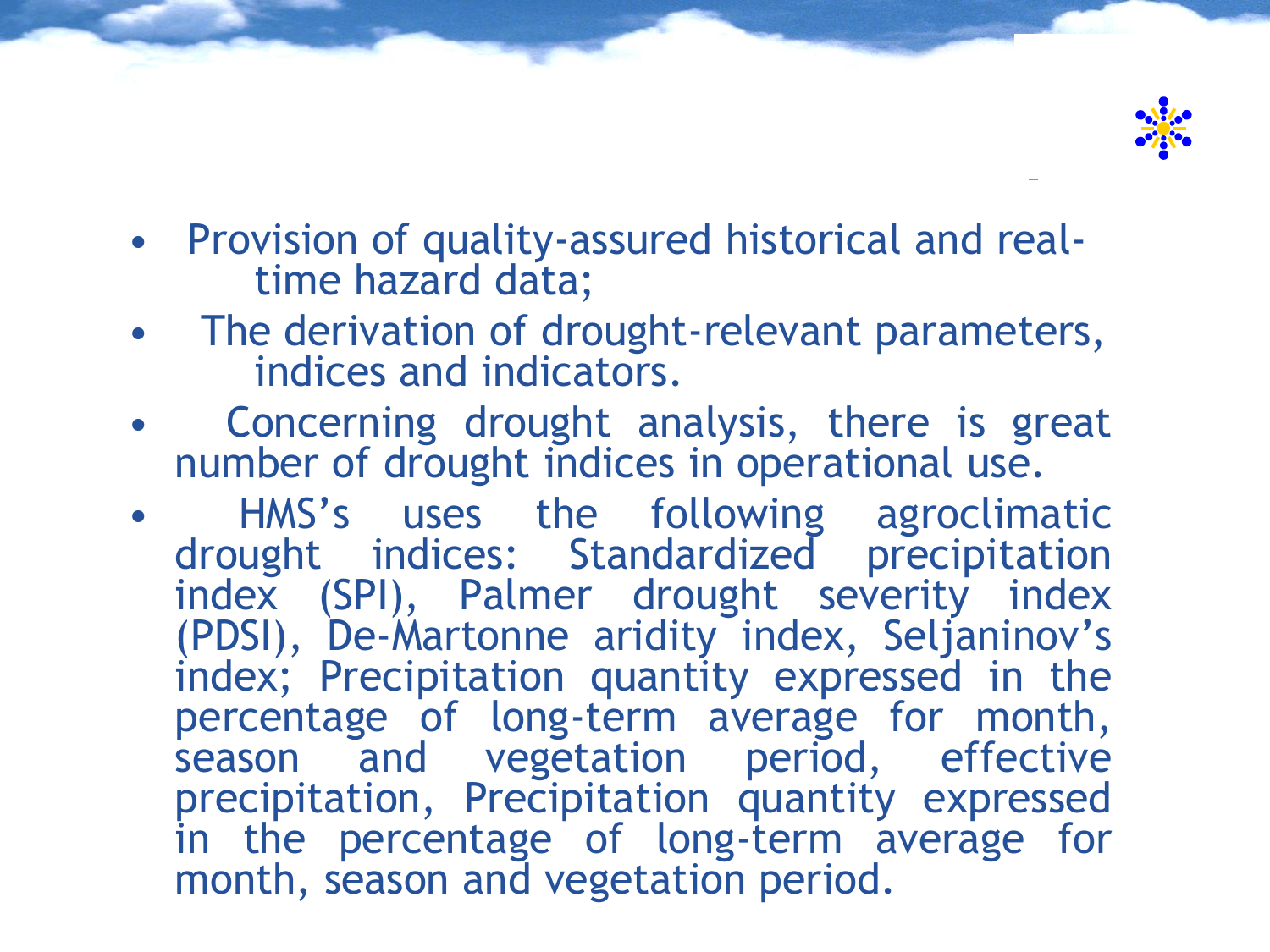- Provision of quality-assured historical and real-time hazard data;
- The derivation of drought-relevant parameters, indices and indicators.
- Concerning drought analysis, there is great number of drought indices in operational use.
- HMS's uses the following agroclimatic drought indices: Standardized precipitation index (SPI), Palmer drought severity index (PDSI), De-Martonne aridity index, Seljaninov's index; Precipitation quantity expressed in the percentage of long-term average for month, season and vegetation period, effective precipitation, Precipitation quantity expressed in the percentage of long-term average for month, season and vegetation period.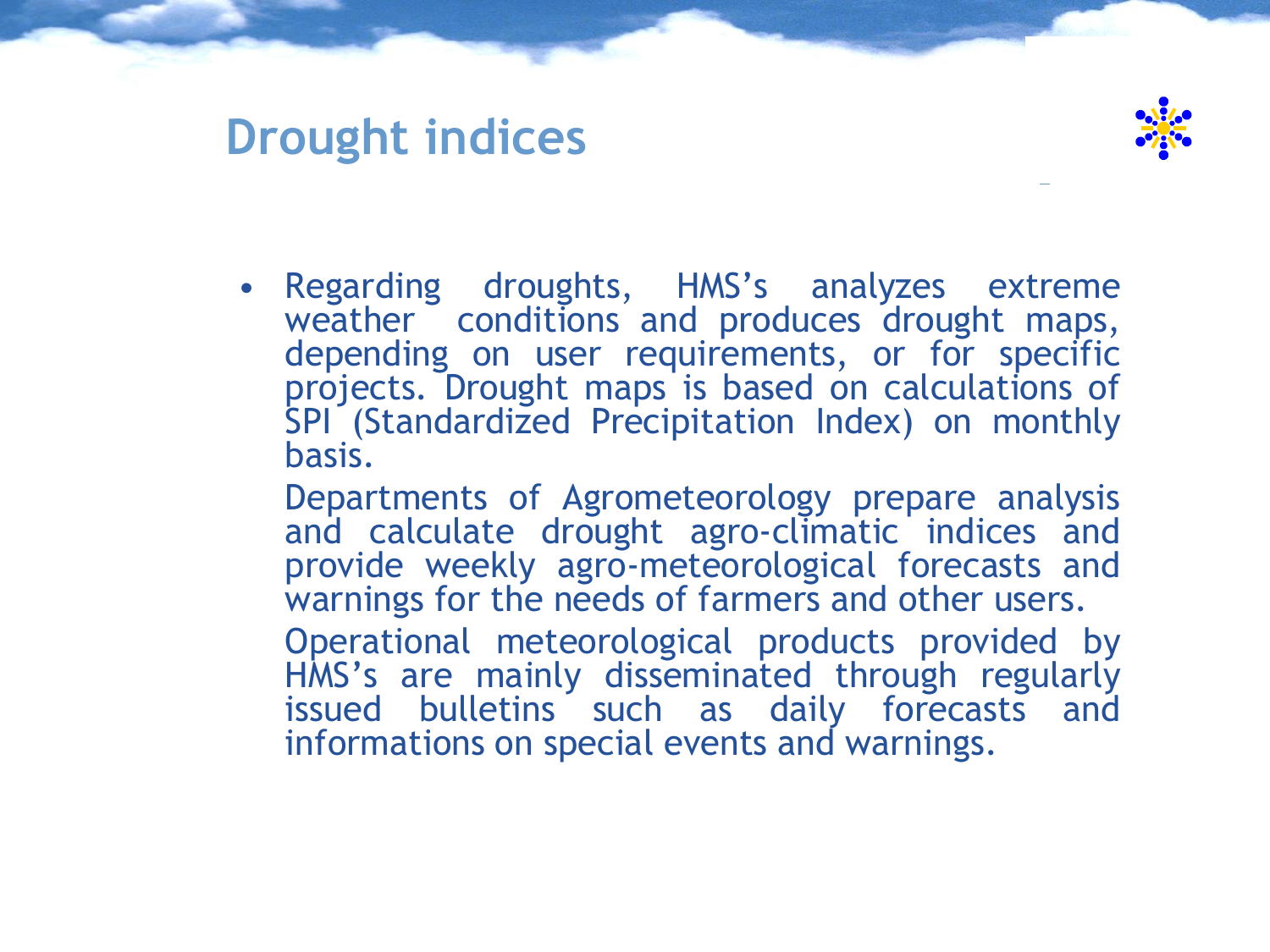# Drought indices

- Regarding droughts, HMS's analyzes extreme weather conditions and produces drought maps, depending on user requirements, or for specific projects. Drought maps is based on calculations of SPI (Standardized Precipitation Index) on monthly basis.

  Departments of Agrometeorology prepare analysis and calculate drought agro-climatic indices and provide weekly agro-meteorological forecasts and warnings for the needs of farmers and other users.

  Operational meteorological products provided by HMS's are mainly disseminated through regularly issued bulletins such as daily forecasts and informations on special events and warnings.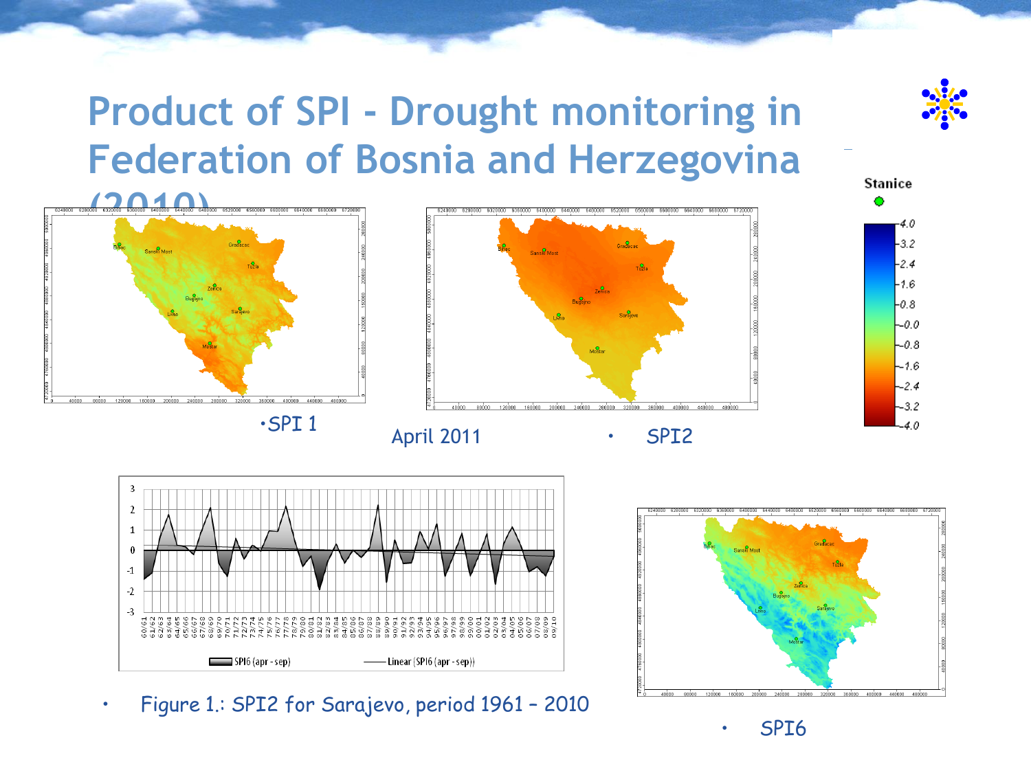# Product of SPI - Drought monitoring in Federation of Bosnia and Herzegovina (2010)

- SPI 1

April 2011

- SPI2

- Figure 1.: SPI2 for Sarajevo, period 1961 – 2010

- SPI6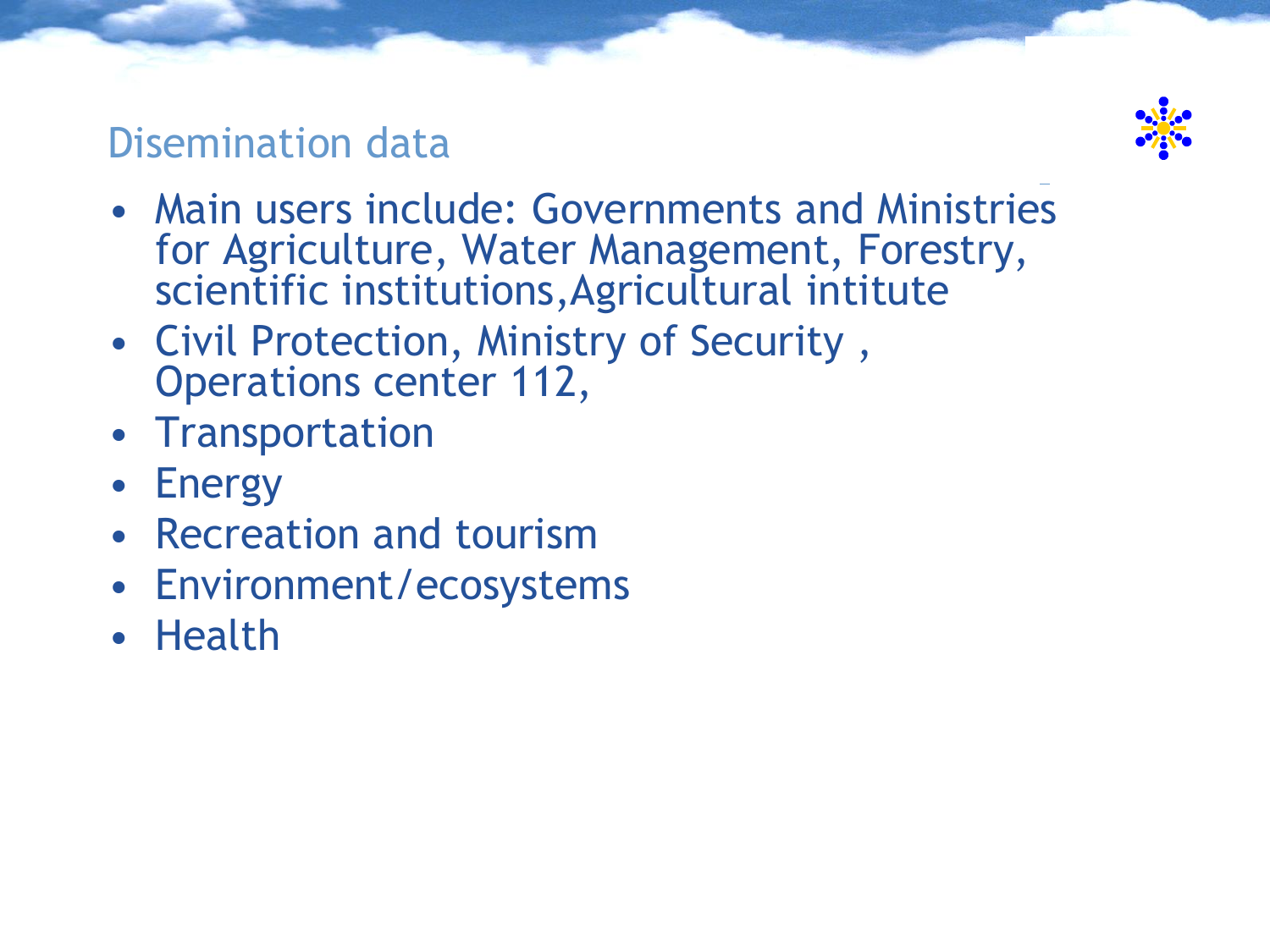## Disemination data

- Main users include: Governments and Ministries for Agriculture, Water Management, Forestry, scientific institutions,Agricultural intitute
- Civil Protection, Ministry of Security , Operations center 112,
- Transportation
- Energy
- Recreation and tourism
- Environment/ecosystems
- Health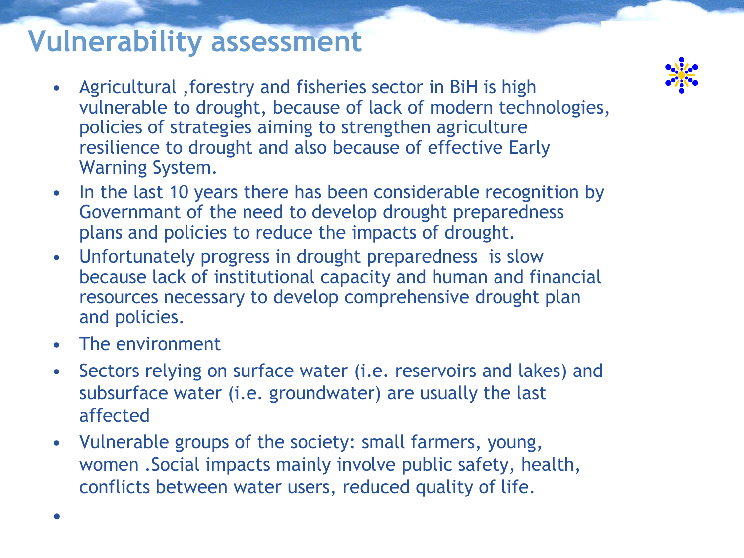# Vulnerability assessment

- Agricultural ,forestry and fisheries sector in BiH is high vulnerable to drought, because of lack of modern technologies, policies of strategies aiming to strengthen agriculture resilience to drought and also because of effective Early Warning System.
- In the last 10 years there has been considerable recognition by Governmant of the need to develop drought preparedness plans and policies to reduce the impacts of drought.
- Unfortunately progress in drought preparedness is slow because lack of institutional capacity and human and financial resources necessary to develop comprehensive drought plan and policies.
- The environment
- Sectors relying on surface water (i.e. reservoirs and lakes) and subsurface water (i.e. groundwater) are usually the last affected
- Vulnerable groups of the society: small farmers, young, women .Social impacts mainly involve public safety, health, conflicts between water users, reduced quality of life.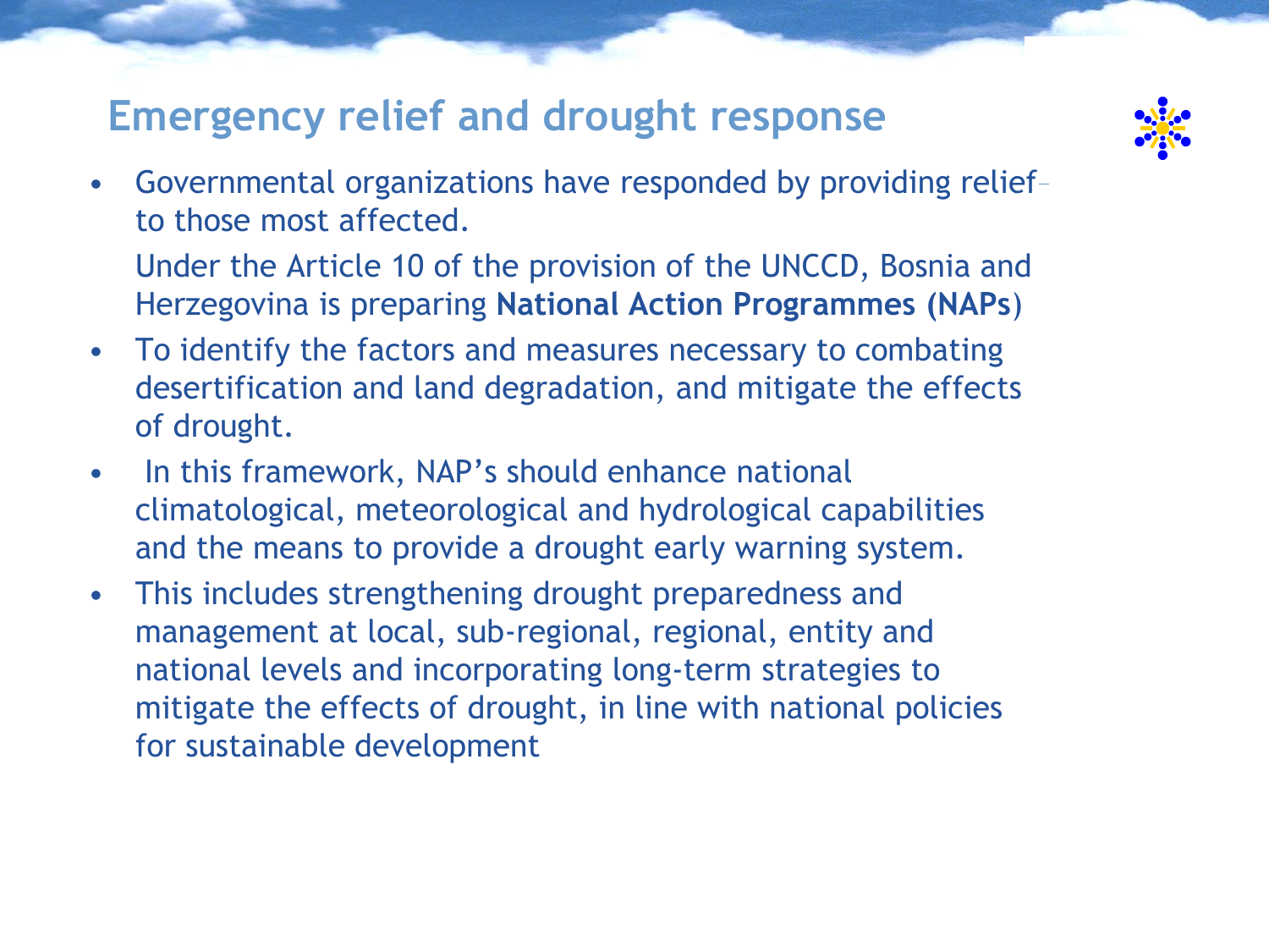# Emergency relief and drought response

- Governmental organizations have responded by providing relief to those most affected.

  Under the Article 10 of the provision of the UNCCD, Bosnia and Herzegovina is preparing **National Action Programmes (NAPs**)
- To identify the factors and measures necessary to combating desertification and land degradation, and mitigate the effects of drought.
- In this framework, NAP's should enhance national climatological, meteorological and hydrological capabilities and the means to provide a drought early warning system.
- This includes strengthening drought preparedness and management at local, sub-regional, regional, entity and national levels and incorporating long-term strategies to mitigate the effects of drought, in line with national policies for sustainable development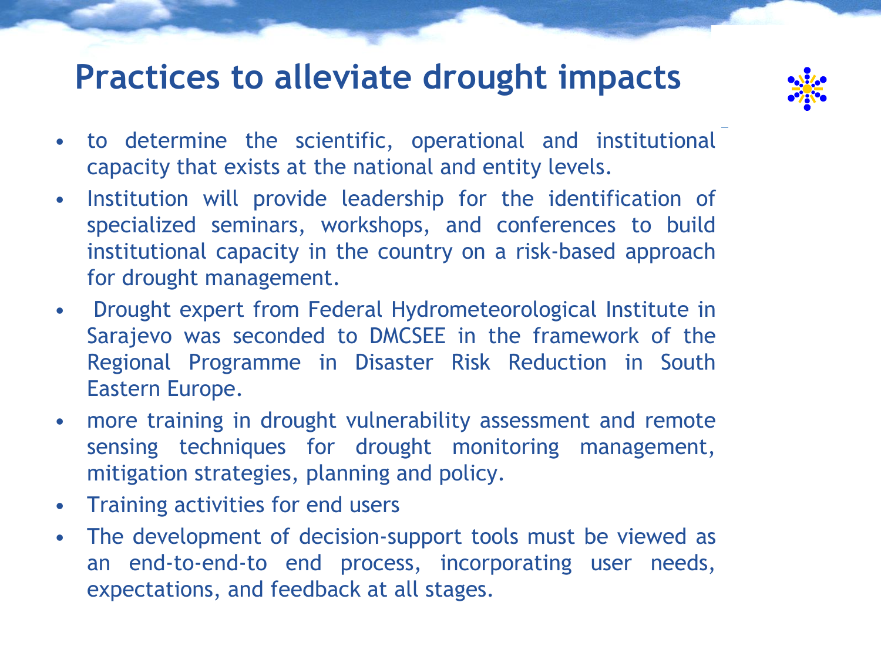# Practices to alleviate drought impacts

- to determine the scientific, operational and institutional capacity that exists at the national and entity levels.
- Institution will provide leadership for the identification of specialized seminars, workshops, and conferences to build institutional capacity in the country on a risk-based approach for drought management.
- Drought expert from Federal Hydrometeorological Institute in Sarajevo was seconded to DMCSEE in the framework of the Regional Programme in Disaster Risk Reduction in South Eastern Europe.
- more training in drought vulnerability assessment and remote sensing techniques for drought monitoring management, mitigation strategies, planning and policy.
- Training activities for end users
- The development of decision-support tools must be viewed as an end-to-end-to end process, incorporating user needs, expectations, and feedback at all stages.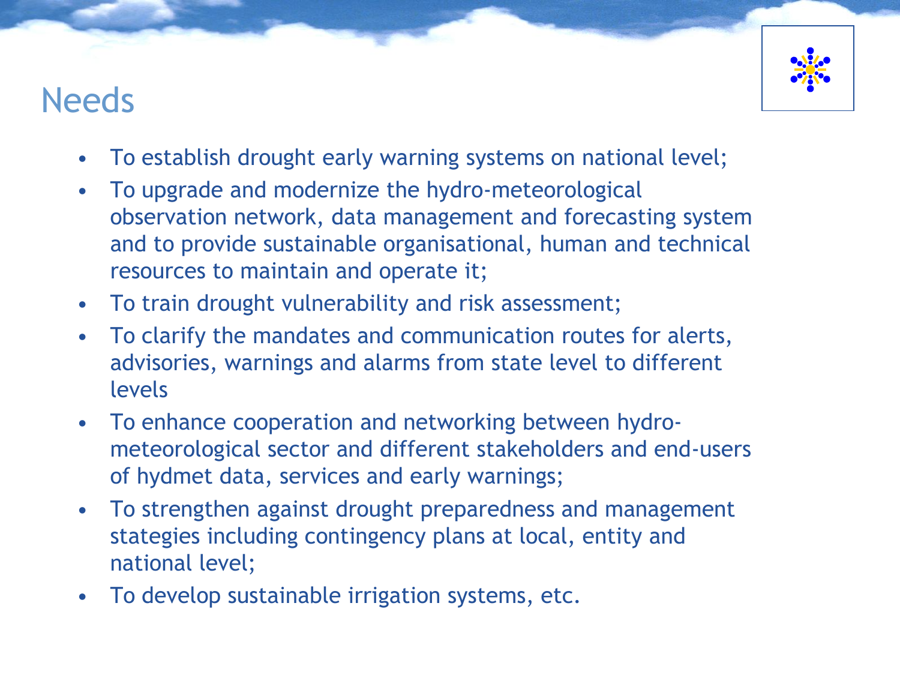# Needs

- To establish drought early warning systems on national level;
- To upgrade and modernize the hydro-meteorological observation network, data management and forecasting system and to provide sustainable organisational, human and technical resources to maintain and operate it;
- To train drought vulnerability and risk assessment;
- To clarify the mandates and communication routes for alerts, advisories, warnings and alarms from state level to different levels
- To enhance cooperation and networking between hydro-meteorological sector and different stakeholders and end-users of hydmet data, services and early warnings;
- To strengthen against drought preparedness and management stategies including contingency plans at local, entity and national level;
- To develop sustainable irrigation systems, etc.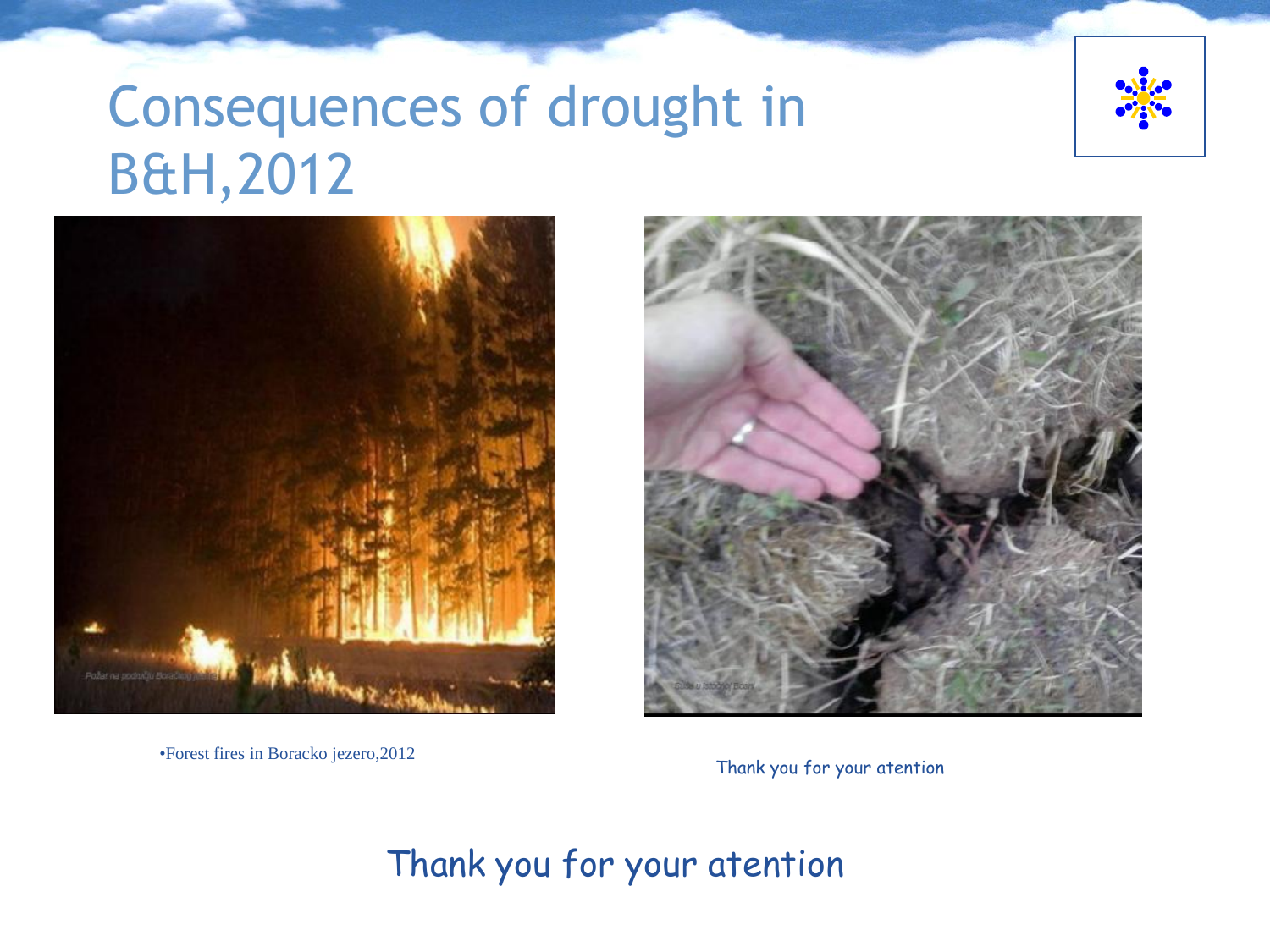# Consequences of drought in B&H,2012

•Forest fires in Boracko jezero,2012

Thank you for your atention

Thank you for your atention